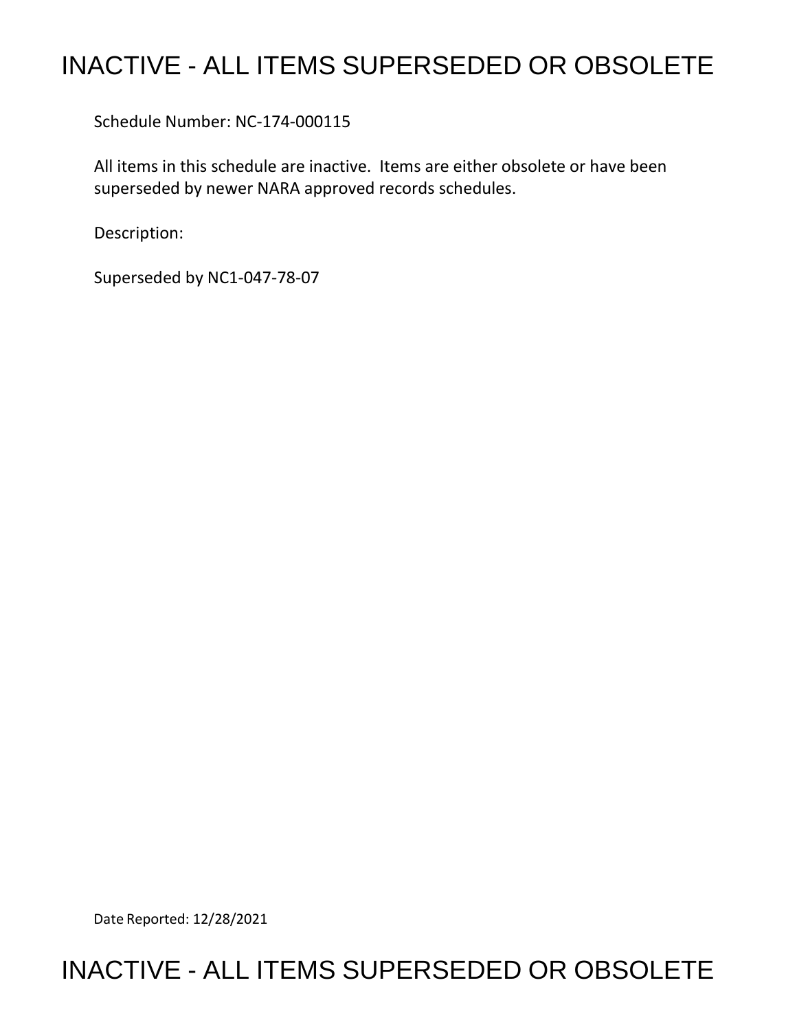# INACTIVE - ALL ITEMS SUPERSEDED OR OBSOLETE

Schedule Number: NC-174-000115

All items in this schedule are inactive. Items are either obsolete or have been superseded by newer NARA approved records schedules.

Description:

Superseded by NC1-047-78-07

Date Reported: 12/28/2021

# INACTIVE - ALL ITEMS SUPERSEDED OR OBSOLETE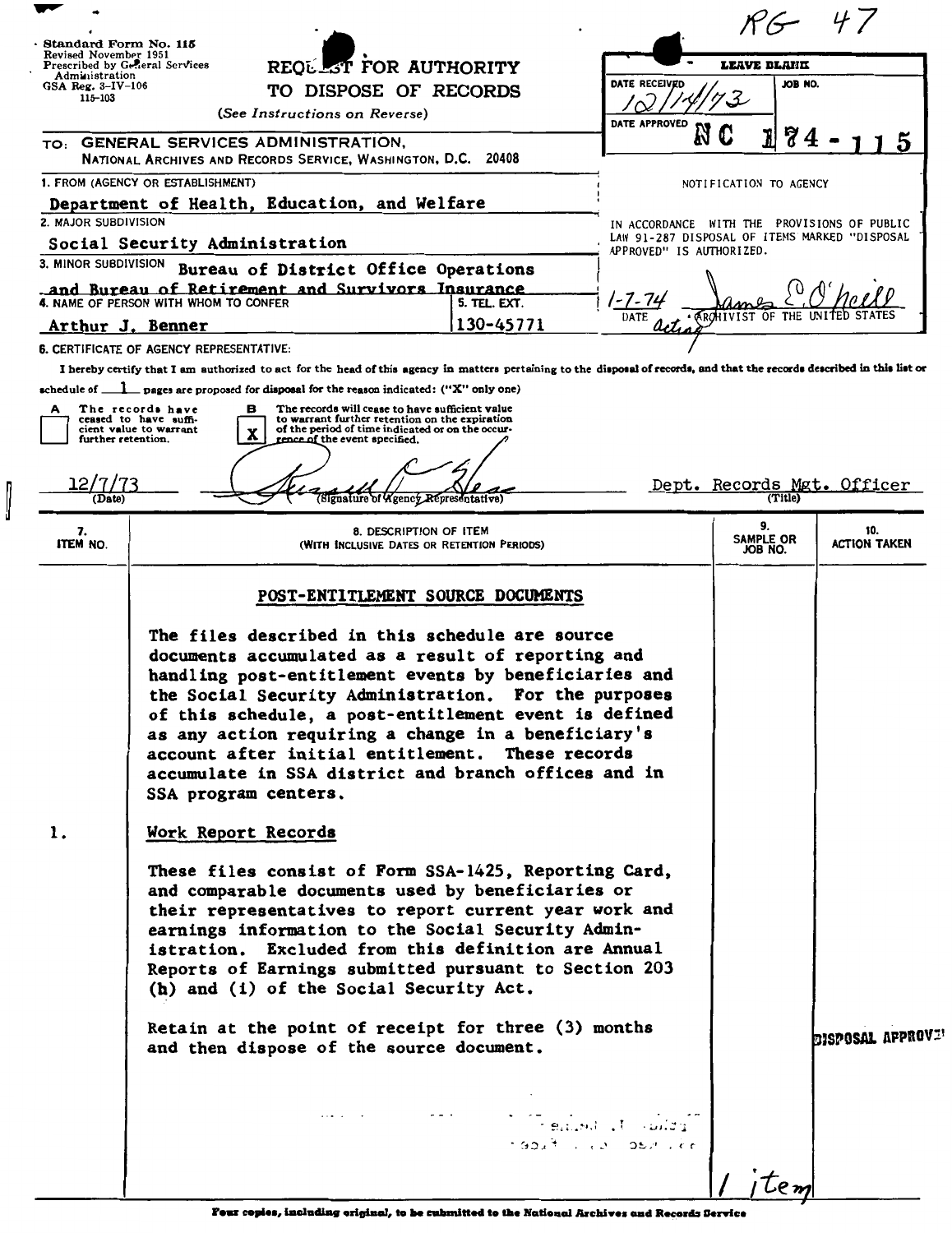RG 47

Standard Form No. 115
Revised November 1951
Prescribed by General Services Administration
GSA Reg. 3-IV-106
115-103

# REQUEST FOR AUTHORITY TO DISPOSE OF RECORDS

*(See Instructions on Reverse)*

| LEAVE BLANK | |
|---|---|
| DATE RECEIVED 12/14/73 | JOB NO. |
| DATE APPROVED | NC 174-115 |

TO: GENERAL SERVICES ADMINISTRATION,
NATIONAL ARCHIVES AND RECORDS SERVICE, WASHINGTON, D.C. 20408

1. FROM (AGENCY OR ESTABLISHMENT)
Department of Health, Education, and Welfare

2. MAJOR SUBDIVISION
Social Security Administration

3. MINOR SUBDIVISION
Bureau of District Office Operations and Bureau of Retirement and Survivors Insurance

4. NAME OF PERSON WITH WHOM TO CONFER
Arthur J. Benner

5. TEL. EXT.
130-45771

NOTIFICATION TO AGENCY

IN ACCORDANCE WITH THE PROVISIONS OF PUBLIC LAW 91-287 DISPOSAL OF ITEMS MARKED "DISPOSAL APPROVED" IS AUTHORIZED.

1-7-74 — James E. O'Neill — acting ARCHIVIST OF THE UNITED STATES
DATE

6. CERTIFICATE OF AGENCY REPRESENTATIVE:

I hereby certify that I am authorized to act for the head of this agency in matters pertaining to the disposal of records, and that the records described in this list or schedule of 1 pages are proposed for disposal for the reason indicated: ("X" only one)

A [ ] The records have ceased to have sufficient value to warrant further retention.

B [X] The records will cease to have sufficient value to warrant further retention on the expiration of the period of time indicated or on the occurrence of the event specified.

12/7/73 (Date) — (Signature of Agency Representative) — Dept. Records Mgt. Officer (Title)

| 7. ITEM NO. | 8. DESCRIPTION OF ITEM (WITH INCLUSIVE DATES OR RETENTION PERIODS) | 9. SAMPLE OR JOB NO. | 10. ACTION TAKEN |
|---|---|---|---|
| | **POST-ENTITLEMENT SOURCE DOCUMENTS**<br><br>The files described in this schedule are source documents accumulated as a result of reporting and handling post-entitlement events by beneficiaries and the Social Security Administration. For the purposes of this schedule, a post-entitlement event is defined as any action requiring a change in a beneficiary's account after initial entitlement. These records accumulate in SSA district and branch offices and in SSA program centers. | | |
| 1. | Work Report Records<br><br>These files consist of Form SSA-1425, Reporting Card, and comparable documents used by beneficiaries or their representatives to report current year work and earnings information to the Social Security Administration. Excluded from this definition are Annual Reports of Earnings submitted pursuant to Section 203 (h) and (i) of the Social Security Act.<br><br>Retain at the point of receipt for three (3) months and then dispose of the source document. | | DISPOSAL APPROVED |
| | | 1 item | |

Four copies, including original, to be submitted to the National Archives and Records Service